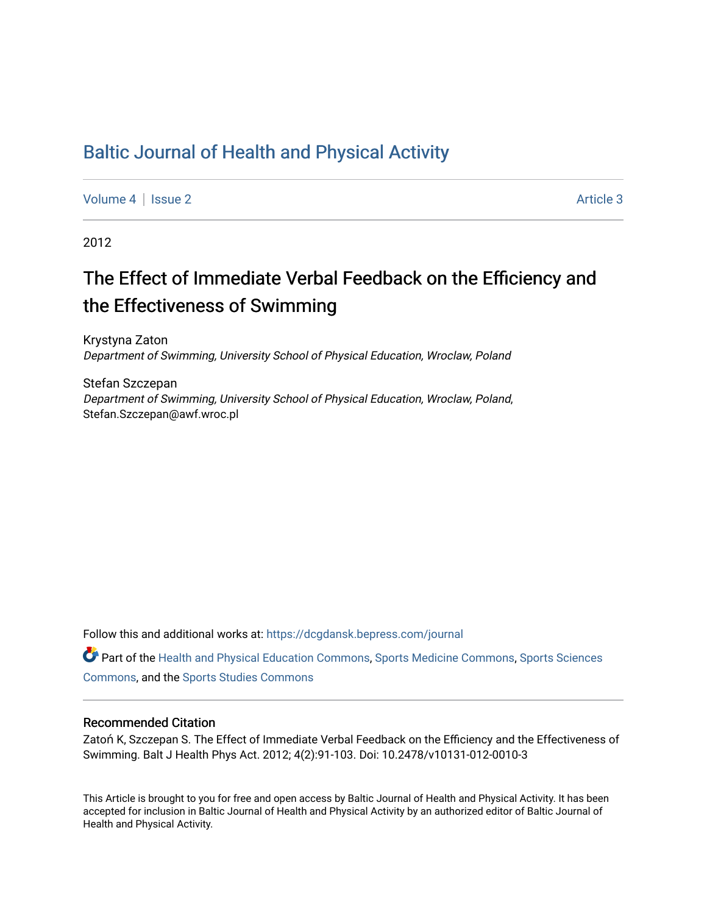# Baltic Journal of Health and Physical Activity

Volume 4 | Issue 2 Article 3

2012

## The Effect of Immediate Verbal Feedback on the Efficiency and the Effectiveness of Swimming

Krystyna Zaton
*Department of Swimming, University School of Physical Education, Wroclaw, Poland*

Stefan Szczepan
*Department of Swimming, University School of Physical Education, Wroclaw, Poland*, Stefan.Szczepan@awf.wroc.pl

Follow this and additional works at: https://dcgdansk.bepress.com/journal

Part of the Health and Physical Education Commons, Sports Medicine Commons, Sports Sciences Commons, and the Sports Studies Commons

### Recommended Citation

Zatoń K, Szczepan S. The Effect of Immediate Verbal Feedback on the Efficiency and the Effectiveness of Swimming. Balt J Health Phys Act. 2012; 4(2):91-103. Doi: 10.2478/v10131-012-0010-3

This Article is brought to you for free and open access by Baltic Journal of Health and Physical Activity. It has been accepted for inclusion in Baltic Journal of Health and Physical Activity by an authorized editor of Baltic Journal of Health and Physical Activity.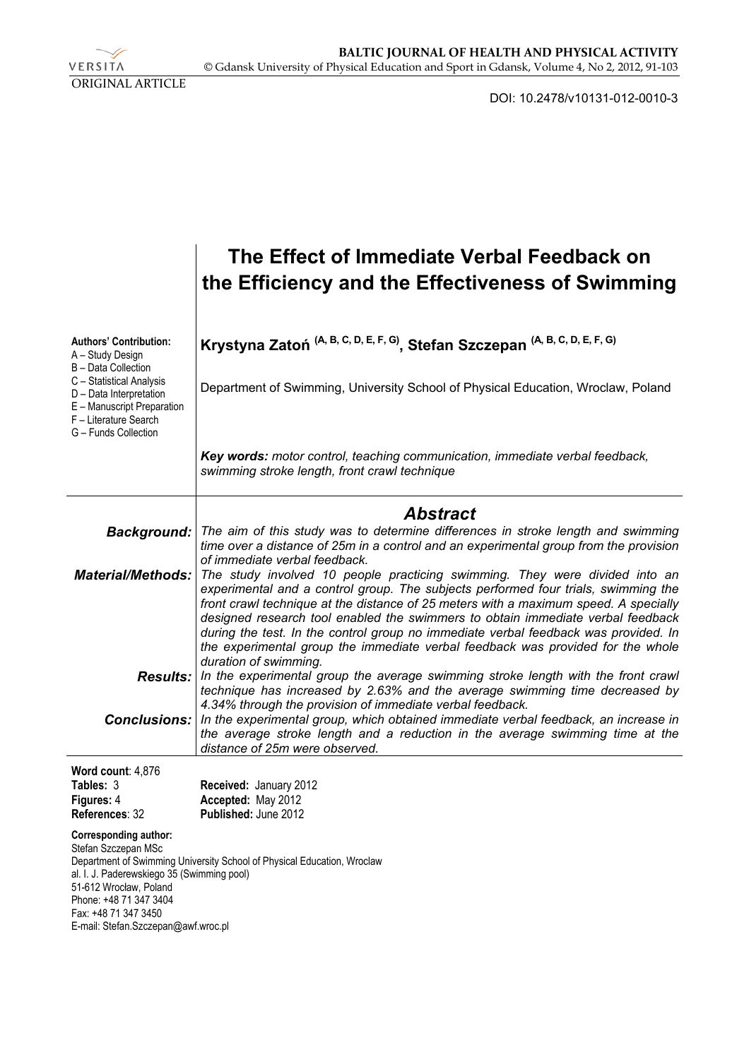ORIGINAL ARTICLE

DOI: 10.2478/v10131-012-0010-3

# The Effect of Immediate Verbal Feedback on the Efficiency and the Effectiveness of Swimming

**Authors' Contribution:**
A – Study Design
B – Data Collection
C – Statistical Analysis
D – Data Interpretation
E – Manuscript Preparation
F – Literature Search
G – Funds Collection

**Krystyna Zatoń [(A, B, C, D, E, F, G)], Stefan Szczepan [(A, B, C, D, E, F, G)]**

Department of Swimming, University School of Physical Education, Wroclaw, Poland

***Key words:*** *motor control, teaching communication, immediate verbal feedback, swimming stroke length, front crawl technique*

## *Abstract*

***Background:*** *The aim of this study was to determine differences in stroke length and swimming time over a distance of 25m in a control and an experimental group from the provision of immediate verbal feedback.*

***Material/Methods:*** *The study involved 10 people practicing swimming. They were divided into an experimental and a control group. The subjects performed four trials, swimming the front crawl technique at the distance of 25 meters with a maximum speed. A specially designed research tool enabled the swimmers to obtain immediate verbal feedback during the test. In the control group no immediate verbal feedback was provided. In the experimental group the immediate verbal feedback was provided for the whole duration of swimming.*

***Results:*** *In the experimental group the average swimming stroke length with the front crawl technique has increased by 2.63% and the average swimming time decreased by 4.34% through the provision of immediate verbal feedback.*

***Conclusions:*** *In the experimental group, which obtained immediate verbal feedback, an increase in the average stroke length and a reduction in the average swimming time at the distance of 25m were observed.*

**Word count**: 4,876
**Tables:** 3
**Figures:** 4
**References**: 32

**Received:** January 2012
**Accepted:** May 2012
**Published:** June 2012

**Corresponding author:**
Stefan Szczepan MSc
Department of Swimming University School of Physical Education, Wroclaw
al. I. J. Paderewskiego 35 (Swimming pool)
51-612 Wrocław, Poland
Phone: +48 71 347 3404
Fax: +48 71 347 3450
E-mail: Stefan.Szczepan@awf.wroc.pl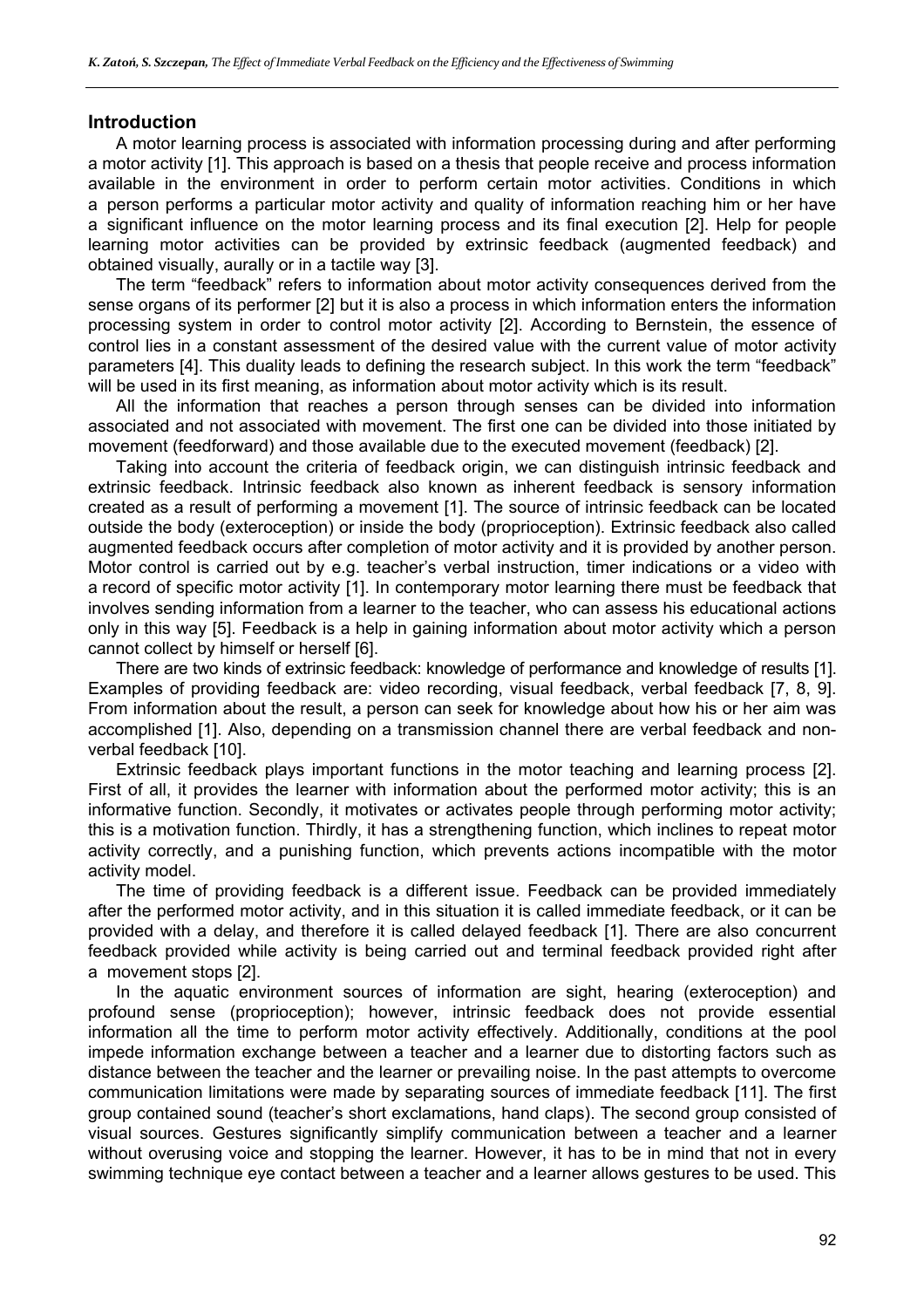## Introduction

A motor learning process is associated with information processing during and after performing a motor activity [1]. This approach is based on a thesis that people receive and process information available in the environment in order to perform certain motor activities. Conditions in which a person performs a particular motor activity and quality of information reaching him or her have a significant influence on the motor learning process and its final execution [2]. Help for people learning motor activities can be provided by extrinsic feedback (augmented feedback) and obtained visually, aurally or in a tactile way [3].

The term "feedback" refers to information about motor activity consequences derived from the sense organs of its performer [2] but it is also a process in which information enters the information processing system in order to control motor activity [2]. According to Bernstein, the essence of control lies in a constant assessment of the desired value with the current value of motor activity parameters [4]. This duality leads to defining the research subject. In this work the term "feedback" will be used in its first meaning, as information about motor activity which is its result.

All the information that reaches a person through senses can be divided into information associated and not associated with movement. The first one can be divided into those initiated by movement (feedforward) and those available due to the executed movement (feedback) [2].

Taking into account the criteria of feedback origin, we can distinguish intrinsic feedback and extrinsic feedback. Intrinsic feedback also known as inherent feedback is sensory information created as a result of performing a movement [1]. The source of intrinsic feedback can be located outside the body (exteroception) or inside the body (proprioception). Extrinsic feedback also called augmented feedback occurs after completion of motor activity and it is provided by another person. Motor control is carried out by e.g. teacher's verbal instruction, timer indications or a video with a record of specific motor activity [1]. In contemporary motor learning there must be feedback that involves sending information from a learner to the teacher, who can assess his educational actions only in this way [5]. Feedback is a help in gaining information about motor activity which a person cannot collect by himself or herself [6].

There are two kinds of extrinsic feedback: knowledge of performance and knowledge of results [1]. Examples of providing feedback are: video recording, visual feedback, verbal feedback [7, 8, 9]. From information about the result, a person can seek for knowledge about how his or her aim was accomplished [1]. Also, depending on a transmission channel there are verbal feedback and non-verbal feedback [10].

Extrinsic feedback plays important functions in the motor teaching and learning process [2]. First of all, it provides the learner with information about the performed motor activity; this is an informative function. Secondly, it motivates or activates people through performing motor activity; this is a motivation function. Thirdly, it has a strengthening function, which inclines to repeat motor activity correctly, and a punishing function, which prevents actions incompatible with the motor activity model.

The time of providing feedback is a different issue. Feedback can be provided immediately after the performed motor activity, and in this situation it is called immediate feedback, or it can be provided with a delay, and therefore it is called delayed feedback [1]. There are also concurrent feedback provided while activity is being carried out and terminal feedback provided right after a movement stops [2].

In the aquatic environment sources of information are sight, hearing (exteroception) and profound sense (proprioception); however, intrinsic feedback does not provide essential information all the time to perform motor activity effectively. Additionally, conditions at the pool impede information exchange between a teacher and a learner due to distorting factors such as distance between the teacher and the learner or prevailing noise. In the past attempts to overcome communication limitations were made by separating sources of immediate feedback [11]. The first group contained sound (teacher's short exclamations, hand claps). The second group consisted of visual sources. Gestures significantly simplify communication between a teacher and a learner without overusing voice and stopping the learner. However, it has to be in mind that not in every swimming technique eye contact between a teacher and a learner allows gestures to be used. This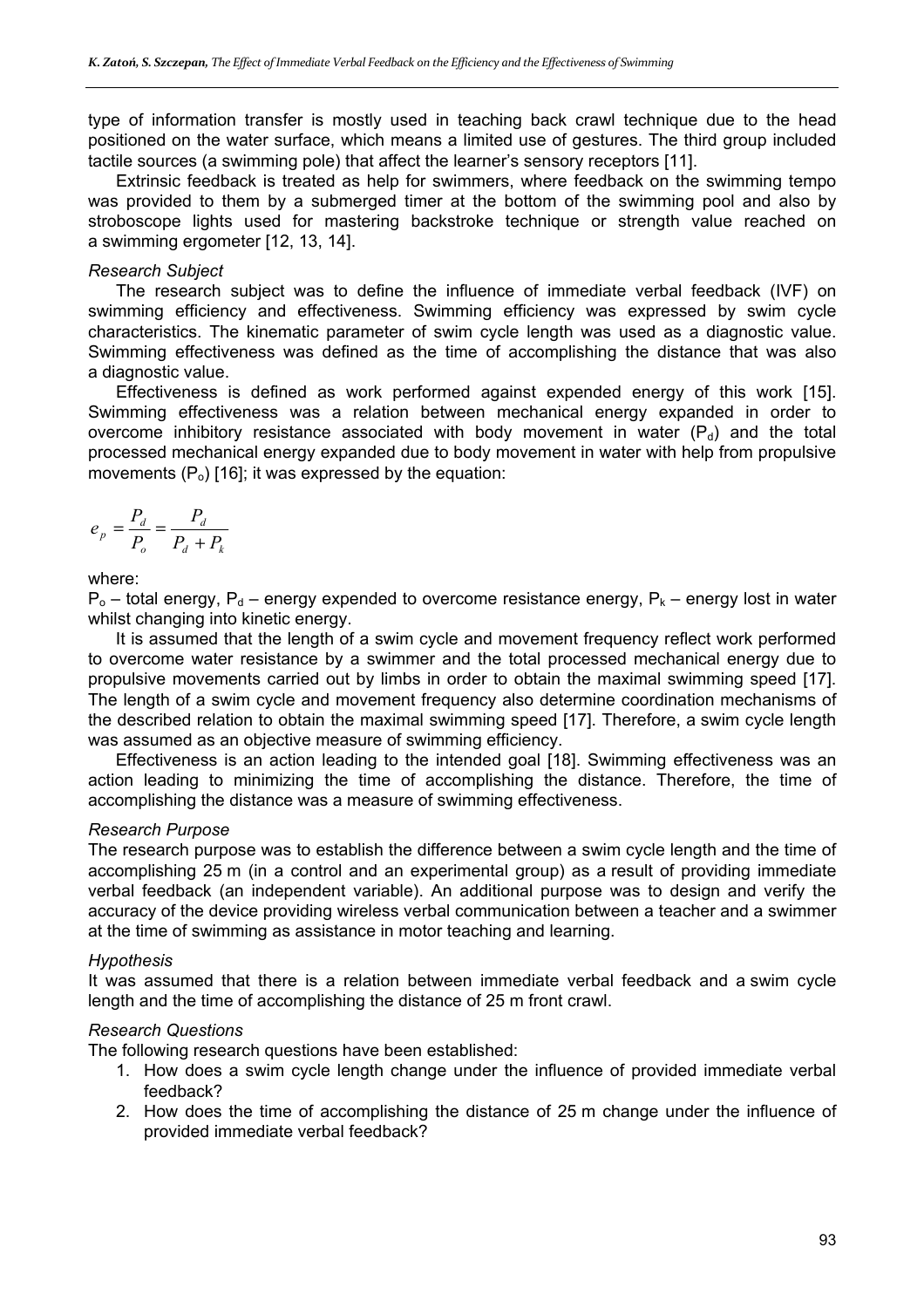type of information transfer is mostly used in teaching back crawl technique due to the head positioned on the water surface, which means a limited use of gestures. The third group included tactile sources (a swimming pole) that affect the learner's sensory receptors [11].

Extrinsic feedback is treated as help for swimmers, where feedback on the swimming tempo was provided to them by a submerged timer at the bottom of the swimming pool and also by stroboscope lights used for mastering backstroke technique or strength value reached on a swimming ergometer [12, 13, 14].

*Research Subject*

The research subject was to define the influence of immediate verbal feedback (IVF) on swimming efficiency and effectiveness. Swimming efficiency was expressed by swim cycle characteristics. The kinematic parameter of swim cycle length was used as a diagnostic value. Swimming effectiveness was defined as the time of accomplishing the distance that was also a diagnostic value.

Effectiveness is defined as work performed against expended energy of this work [15]. Swimming effectiveness was a relation between mechanical energy expanded in order to overcome inhibitory resistance associated with body movement in water ($P_d$) and the total processed mechanical energy expanded due to body movement in water with help from propulsive movements ($P_o$) [16]; it was expressed by the equation:

$$e_p = \frac{P_d}{P_o} = \frac{P_d}{P_d + P_k}$$

where:

$P_o$ – total energy, $P_d$ – energy expended to overcome resistance energy, $P_k$ – energy lost in water whilst changing into kinetic energy.

It is assumed that the length of a swim cycle and movement frequency reflect work performed to overcome water resistance by a swimmer and the total processed mechanical energy due to propulsive movements carried out by limbs in order to obtain the maximal swimming speed [17]. The length of a swim cycle and movement frequency also determine coordination mechanisms of the described relation to obtain the maximal swimming speed [17]. Therefore, a swim cycle length was assumed as an objective measure of swimming efficiency.

Effectiveness is an action leading to the intended goal [18]. Swimming effectiveness was an action leading to minimizing the time of accomplishing the distance. Therefore, the time of accomplishing the distance was a measure of swimming effectiveness.

*Research Purpose*

The research purpose was to establish the difference between a swim cycle length and the time of accomplishing 25 m (in a control and an experimental group) as a result of providing immediate verbal feedback (an independent variable). An additional purpose was to design and verify the accuracy of the device providing wireless verbal communication between a teacher and a swimmer at the time of swimming as assistance in motor teaching and learning.

*Hypothesis*

It was assumed that there is a relation between immediate verbal feedback and a swim cycle length and the time of accomplishing the distance of 25 m front crawl.

*Research Questions*

The following research questions have been established:

1. How does a swim cycle length change under the influence of provided immediate verbal feedback?
2. How does the time of accomplishing the distance of 25 m change under the influence of provided immediate verbal feedback?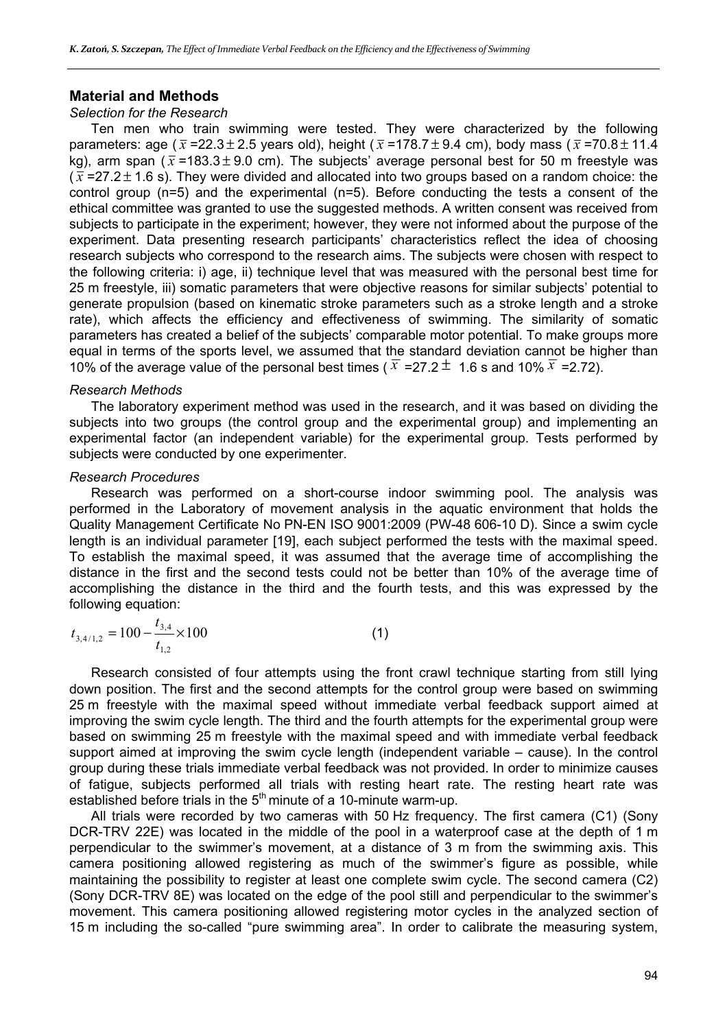## Material and Methods

### *Selection for the Research*

Ten men who train swimming were tested. They were characterized by the following parameters: age ($\bar{x}$ =22.3 ± 2.5 years old), height ($\bar{x}$ =178.7 ± 9.4 cm), body mass ($\bar{x}$ =70.8 ± 11.4 kg), arm span ($\bar{x}$ =183.3 ± 9.0 cm). The subjects' average personal best for 50 m freestyle was ($\bar{x}$ =27.2 ± 1.6 s). They were divided and allocated into two groups based on a random choice: the control group (n=5) and the experimental (n=5). Before conducting the tests a consent of the ethical committee was granted to use the suggested methods. A written consent was received from subjects to participate in the experiment; however, they were not informed about the purpose of the experiment. Data presenting research participants' characteristics reflect the idea of choosing research subjects who correspond to the research aims. The subjects were chosen with respect to the following criteria: i) age, ii) technique level that was measured with the personal best time for 25 m freestyle, iii) somatic parameters that were objective reasons for similar subjects' potential to generate propulsion (based on kinematic stroke parameters such as a stroke length and a stroke rate), which affects the efficiency and effectiveness of swimming. The similarity of somatic parameters has created a belief of the subjects' comparable motor potential. To make groups more equal in terms of the sports level, we assumed that the standard deviation cannot be higher than 10% of the average value of the personal best times ($\bar{x}$ =27.2 ± 1.6 s and 10% $\bar{x}$ =2.72).

### *Research Methods*

The laboratory experiment method was used in the research, and it was based on dividing the subjects into two groups (the control group and the experimental group) and implementing an experimental factor (an independent variable) for the experimental group. Tests performed by subjects were conducted by one experimenter.

### *Research Procedures*

Research was performed on a short-course indoor swimming pool. The analysis was performed in the Laboratory of movement analysis in the aquatic environment that holds the Quality Management Certificate No PN-EN ISO 9001:2009 (PW-48 606-10 D). Since a swim cycle length is an individual parameter [19], each subject performed the tests with the maximal speed. To establish the maximal speed, it was assumed that the average time of accomplishing the distance in the first and the second tests could not be better than 10% of the average time of accomplishing the distance in the third and the fourth tests, and this was expressed by the following equation:

$$t_{3,4/1,2} = 100 - \frac{t_{3,4}}{t_{1,2}} \times 100 \qquad (1)$$

Research consisted of four attempts using the front crawl technique starting from still lying down position. The first and the second attempts for the control group were based on swimming 25 m freestyle with the maximal speed without immediate verbal feedback support aimed at improving the swim cycle length. The third and the fourth attempts for the experimental group were based on swimming 25 m freestyle with the maximal speed and with immediate verbal feedback support aimed at improving the swim cycle length (independent variable – cause). In the control group during these trials immediate verbal feedback was not provided. In order to minimize causes of fatigue, subjects performed all trials with resting heart rate. The resting heart rate was established before trials in the 5th minute of a 10-minute warm-up.

All trials were recorded by two cameras with 50 Hz frequency. The first camera (C1) (Sony DCR-TRV 22E) was located in the middle of the pool in a waterproof case at the depth of 1 m perpendicular to the swimmer's movement, at a distance of 3 m from the swimming axis. This camera positioning allowed registering as much of the swimmer's figure as possible, while maintaining the possibility to register at least one complete swim cycle. The second camera (C2) (Sony DCR-TRV 8E) was located on the edge of the pool still and perpendicular to the swimmer's movement. This camera positioning allowed registering motor cycles in the analyzed section of 15 m including the so-called "pure swimming area". In order to calibrate the measuring system,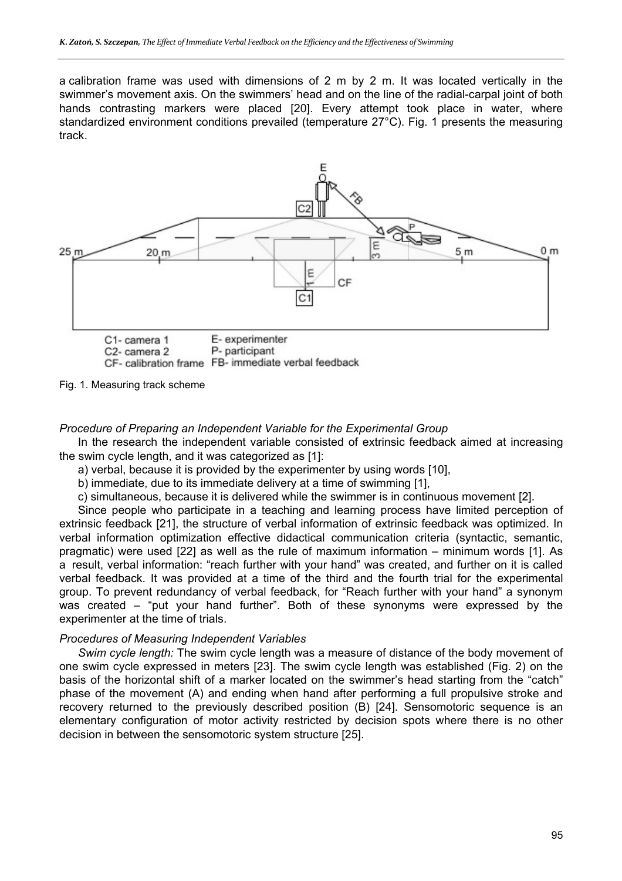a calibration frame was used with dimensions of 2 m by 2 m. It was located vertically in the swimmer's movement axis. On the swimmers' head and on the line of the radial-carpal joint of both hands contrasting markers were placed [20]. Every attempt took place in water, where standardized environment conditions prevailed (temperature 27°C). Fig. 1 presents the measuring track.

C1- camera 1 E- experimenter
C2- camera 2 P- participant
CF- calibration frame FB- immediate verbal feedback

Fig. 1. Measuring track scheme

*Procedure of Preparing an Independent Variable for the Experimental Group*

In the research the independent variable consisted of extrinsic feedback aimed at increasing the swim cycle length, and it was categorized as [1]:

a) verbal, because it is provided by the experimenter by using words [10],

b) immediate, due to its immediate delivery at a time of swimming [1],

c) simultaneous, because it is delivered while the swimmer is in continuous movement [2].

Since people who participate in a teaching and learning process have limited perception of extrinsic feedback [21], the structure of verbal information of extrinsic feedback was optimized. In verbal information optimization effective didactical communication criteria (syntactic, semantic, pragmatic) were used [22] as well as the rule of maximum information – minimum words [1]. As a result, verbal information: "reach further with your hand" was created, and further on it is called verbal feedback. It was provided at a time of the third and the fourth trial for the experimental group. To prevent redundancy of verbal feedback, for "Reach further with your hand" a synonym was created – "put your hand further". Both of these synonyms were expressed by the experimenter at the time of trials.

*Procedures of Measuring Independent Variables*

*Swim cycle length:* The swim cycle length was a measure of distance of the body movement of one swim cycle expressed in meters [23]. The swim cycle length was established (Fig. 2) on the basis of the horizontal shift of a marker located on the swimmer's head starting from the "catch" phase of the movement (A) and ending when hand after performing a full propulsive stroke and recovery returned to the previously described position (B) [24]. Sensomotoric sequence is an elementary configuration of motor activity restricted by decision spots where there is no other decision in between the sensomotoric system structure [25].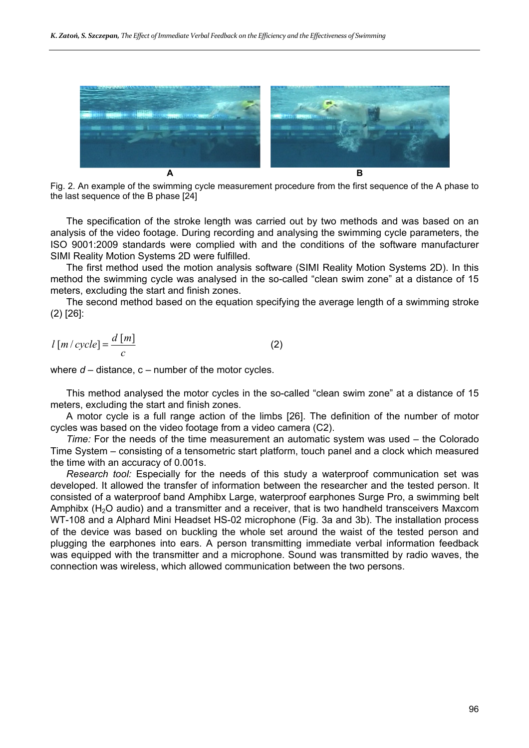Fig. 2. An example of the swimming cycle measurement procedure from the first sequence of the A phase to the last sequence of the B phase [24]

The specification of the stroke length was carried out by two methods and was based on an analysis of the video footage. During recording and analysing the swimming cycle parameters, the ISO 9001:2009 standards were complied with and the conditions of the software manufacturer SIMI Reality Motion Systems 2D were fulfilled.

The first method used the motion analysis software (SIMI Reality Motion Systems 2D). In this method the swimming cycle was analysed in the so-called "clean swim zone" at a distance of 15 meters, excluding the start and finish zones.

The second method based on the equation specifying the average length of a swimming stroke (2) [26]:

$$l\,[m/cycle] = \frac{d\,[m]}{c} \tag{2}$$

where $d$ – distance, c – number of the motor cycles.

This method analysed the motor cycles in the so-called "clean swim zone" at a distance of 15 meters, excluding the start and finish zones.

A motor cycle is a full range action of the limbs [26]. The definition of the number of motor cycles was based on the video footage from a video camera (C2).

*Time:* For the needs of the time measurement an automatic system was used – the Colorado Time System – consisting of a tensometric start platform, touch panel and a clock which measured the time with an accuracy of 0.001s.

*Research tool:* Especially for the needs of this study a waterproof communication set was developed. It allowed the transfer of information between the researcher and the tested person. It consisted of a waterproof band Amphibx Large, waterproof earphones Surge Pro, a swimming belt Amphibx ($H_2O$ audio) and a transmitter and a receiver, that is two handheld transceivers Maxcom WT-108 and a Alphard Mini Headset HS-02 microphone (Fig. 3a and 3b). The installation process of the device was based on buckling the whole set around the waist of the tested person and plugging the earphones into ears. A person transmitting immediate verbal information feedback was equipped with the transmitter and a microphone. Sound was transmitted by radio waves, the connection was wireless, which allowed communication between the two persons.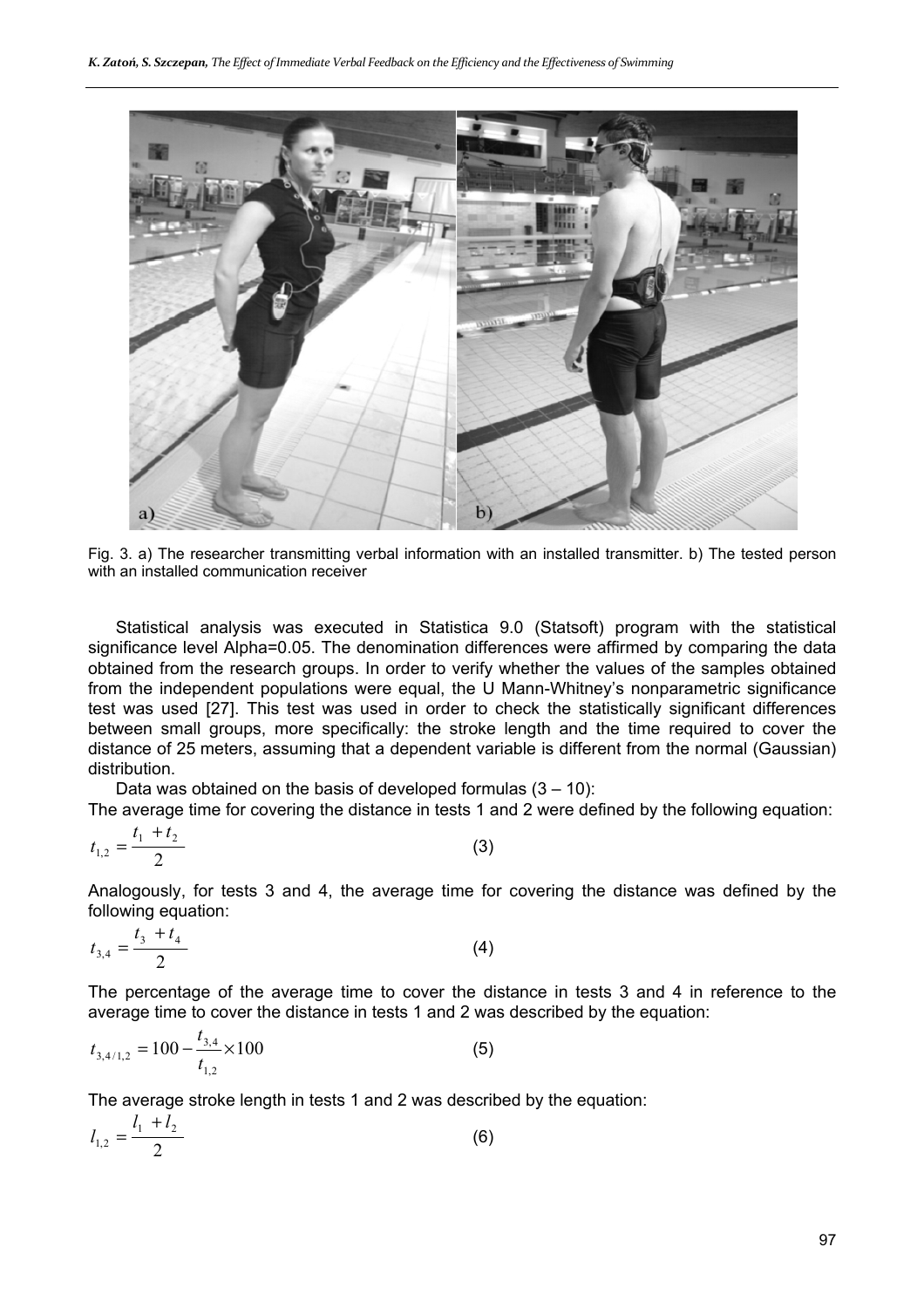Fig. 3. a) The researcher transmitting verbal information with an installed transmitter. b) The tested person with an installed communication receiver

Statistical analysis was executed in Statistica 9.0 (Statsoft) program with the statistical significance level Alpha=0.05. The denomination differences were affirmed by comparing the data obtained from the research groups. In order to verify whether the values of the samples obtained from the independent populations were equal, the U Mann-Whitney's nonparametric significance test was used [27]. This test was used in order to check the statistically significant differences between small groups, more specifically: the stroke length and the time required to cover the distance of 25 meters, assuming that a dependent variable is different from the normal (Gaussian) distribution.

Data was obtained on the basis of developed formulas (3 – 10):

The average time for covering the distance in tests 1 and 2 were defined by the following equation:

$$t_{1,2} = \frac{t_1 + t_2}{2} \tag{3}$$

Analogously, for tests 3 and 4, the average time for covering the distance was defined by the following equation:

$$t_{3,4} = \frac{t_3 + t_4}{2} \tag{4}$$

The percentage of the average time to cover the distance in tests 3 and 4 in reference to the average time to cover the distance in tests 1 and 2 was described by the equation:

$$t_{3,4/1,2} = 100 - \frac{t_{3,4}}{t_{1,2}} \times 100 \tag{5}$$

The average stroke length in tests 1 and 2 was described by the equation:

$$l_{1,2} = \frac{l_1 + l_2}{2} \tag{6}$$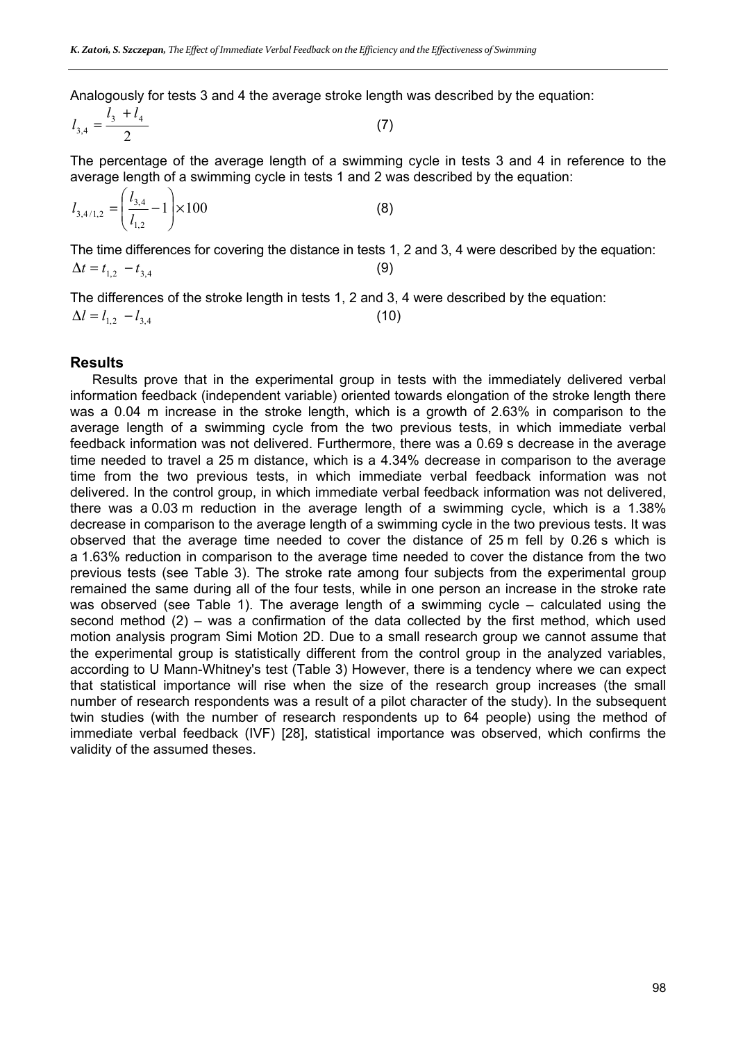Analogously for tests 3 and 4 the average stroke length was described by the equation:

$$l_{3,4} = \frac{l_3 + l_4}{2} \quad (7)$$

The percentage of the average length of a swimming cycle in tests 3 and 4 in reference to the average length of a swimming cycle in tests 1 and 2 was described by the equation:

$$l_{3,4/1,2} = \left(\frac{l_{3,4}}{l_{1,2}} - 1\right) \times 100 \quad (8)$$

The time differences for covering the distance in tests 1, 2 and 3, 4 were described by the equation:

$$\Delta t = t_{1,2} - t_{3,4} \quad (9)$$

The differences of the stroke length in tests 1, 2 and 3, 4 were described by the equation:

$$\Delta l = l_{1,2} - l_{3,4} \quad (10)$$

## Results

Results prove that in the experimental group in tests with the immediately delivered verbal information feedback (independent variable) oriented towards elongation of the stroke length there was a 0.04 m increase in the stroke length, which is a growth of 2.63% in comparison to the average length of a swimming cycle from the two previous tests, in which immediate verbal feedback information was not delivered. Furthermore, there was a 0.69 s decrease in the average time needed to travel a 25 m distance, which is a 4.34% decrease in comparison to the average time from the two previous tests, in which immediate verbal feedback information was not delivered. In the control group, in which immediate verbal feedback information was not delivered, there was a 0.03 m reduction in the average length of a swimming cycle, which is a 1.38% decrease in comparison to the average length of a swimming cycle in the two previous tests. It was observed that the average time needed to cover the distance of 25 m fell by 0.26 s which is a 1.63% reduction in comparison to the average time needed to cover the distance from the two previous tests (see Table 3). The stroke rate among four subjects from the experimental group remained the same during all of the four tests, while in one person an increase in the stroke rate was observed (see Table 1). The average length of a swimming cycle – calculated using the second method (2) – was a confirmation of the data collected by the first method, which used motion analysis program Simi Motion 2D. Due to a small research group we cannot assume that the experimental group is statistically different from the control group in the analyzed variables, according to U Mann-Whitney's test (Table 3) However, there is a tendency where we can expect that statistical importance will rise when the size of the research group increases (the small number of research respondents was a result of a pilot character of the study). In the subsequent twin studies (with the number of research respondents up to 64 people) using the method of immediate verbal feedback (IVF) [28], statistical importance was observed, which confirms the validity of the assumed theses.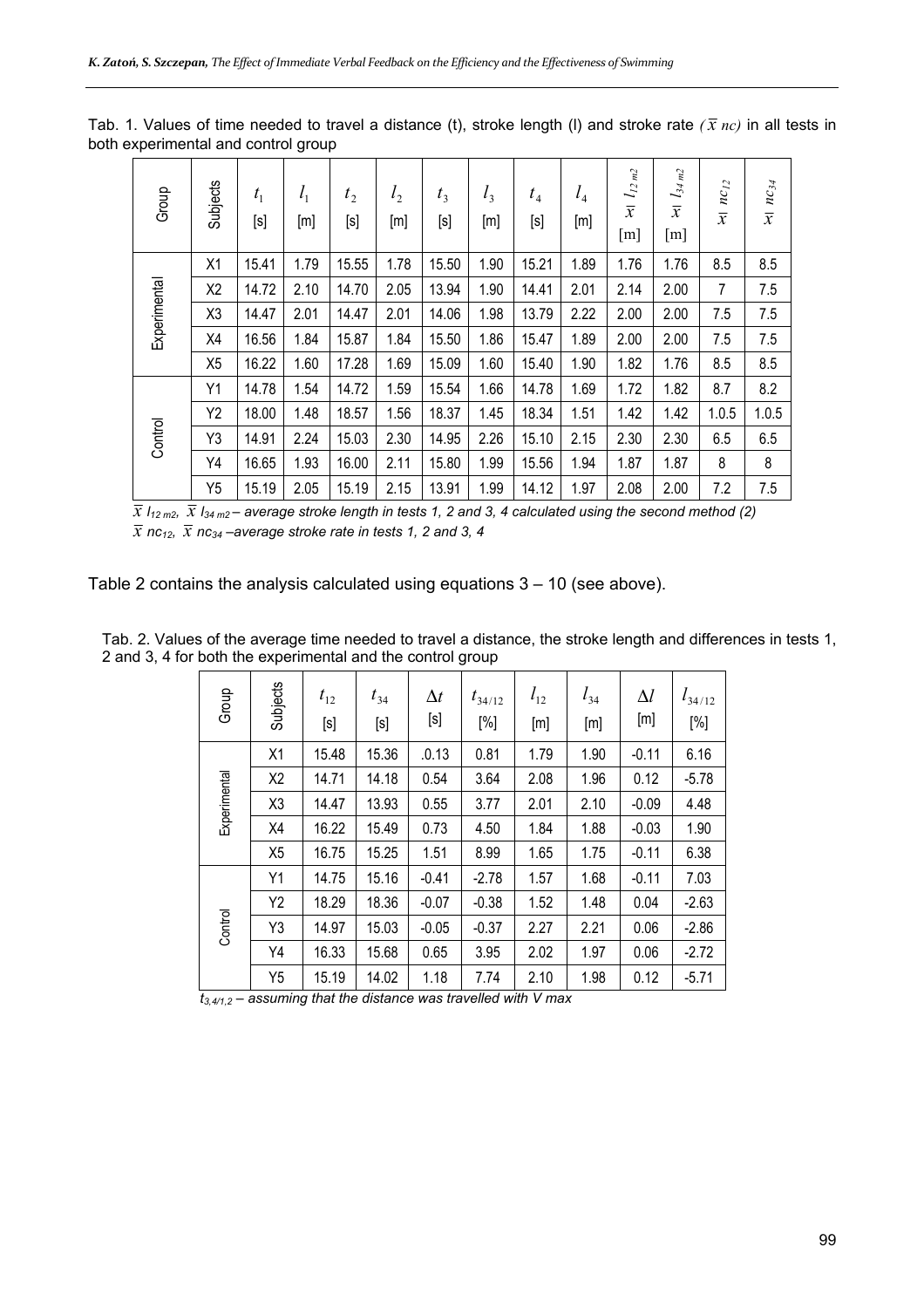Tab. 1. Values of time needed to travel a distance (t), stroke length (l) and stroke rate ($\bar{x}$ $nc$) in all tests in both experimental and control group

| Group | Subjects | $t_1$ [s] | $l_1$ [m] | $t_2$ [s] | $l_2$ [m] | $t_3$ [s] | $l_3$ [m] | $t_4$ [s] | $l_4$ [m] | $\bar{x}$ $l_{12\,m2}$ [m] | $\bar{x}$ $l_{34\,m2}$ [m] | $\bar{x}$ $nc_{12}$ | $\bar{x}$ $nc_{34}$ |
|---|---|---|---|---|---|---|---|---|---|---|---|---|---|
| Experimental | X1 | 15.41 | 1.79 | 15.55 | 1.78 | 15.50 | 1.90 | 15.21 | 1.89 | 1.76 | 1.76 | 8.5 | 8.5 |
| | X2 | 14.72 | 2.10 | 14.70 | 2.05 | 13.94 | 1.90 | 14.41 | 2.01 | 2.14 | 2.00 | 7 | 7.5 |
| | X3 | 14.47 | 2.01 | 14.47 | 2.01 | 14.06 | 1.98 | 13.79 | 2.22 | 2.00 | 2.00 | 7.5 | 7.5 |
| | X4 | 16.56 | 1.84 | 15.87 | 1.84 | 15.50 | 1.86 | 15.47 | 1.89 | 2.00 | 2.00 | 7.5 | 7.5 |
| | X5 | 16.22 | 1.60 | 17.28 | 1.69 | 15.09 | 1.60 | 15.40 | 1.90 | 1.82 | 1.76 | 8.5 | 8.5 |
| Control | Y1 | 14.78 | 1.54 | 14.72 | 1.59 | 15.54 | 1.66 | 14.78 | 1.69 | 1.72 | 1.82 | 8.7 | 8.2 |
| | Y2 | 18.00 | 1.48 | 18.57 | 1.56 | 18.37 | 1.45 | 18.34 | 1.51 | 1.42 | 1.42 | 1.0.5 | 1.0.5 |
| | Y3 | 14.91 | 2.24 | 15.03 | 2.30 | 14.95 | 2.26 | 15.10 | 2.15 | 2.30 | 2.30 | 6.5 | 6.5 |
| | Y4 | 16.65 | 1.93 | 16.00 | 2.11 | 15.80 | 1.99 | 15.56 | 1.94 | 1.87 | 1.87 | 8 | 8 |
| | Y5 | 15.19 | 2.05 | 15.19 | 2.15 | 13.91 | 1.99 | 14.12 | 1.97 | 2.08 | 2.00 | 7.2 | 7.5 |

*$\bar{x}$ $l_{12\,m2}$, $\bar{x}$ $l_{34\,m2}$ – average stroke length in tests 1, 2 and 3, 4 calculated using the second method (2)*
*$\bar{x}$ $nc_{12}$, $\bar{x}$ $nc_{34}$ –average stroke rate in tests 1, 2 and 3, 4*

Table 2 contains the analysis calculated using equations 3 – 10 (see above).

Tab. 2. Values of the average time needed to travel a distance, the stroke length and differences in tests 1, 2 and 3, 4 for both the experimental and the control group

| Group | Subjects | $t_{12}$ [s] | $t_{34}$ [s] | $\Delta t$ [s] | $t_{34/12}$ [%] | $l_{12}$ [m] | $l_{34}$ [m] | $\Delta l$ [m] | $l_{34/12}$ [%] |
|---|---|---|---|---|---|---|---|---|---|
| Experimental | X1 | 15.48 | 15.36 | .0.13 | 0.81 | 1.79 | 1.90 | -0.11 | 6.16 |
| | X2 | 14.71 | 14.18 | 0.54 | 3.64 | 2.08 | 1.96 | 0.12 | -5.78 |
| | X3 | 14.47 | 13.93 | 0.55 | 3.77 | 2.01 | 2.10 | -0.09 | 4.48 |
| | X4 | 16.22 | 15.49 | 0.73 | 4.50 | 1.84 | 1.88 | -0.03 | 1.90 |
| | X5 | 16.75 | 15.25 | 1.51 | 8.99 | 1.65 | 1.75 | -0.11 | 6.38 |
| Control | Y1 | 14.75 | 15.16 | -0.41 | -2.78 | 1.57 | 1.68 | -0.11 | 7.03 |
| | Y2 | 18.29 | 18.36 | -0.07 | -0.38 | 1.52 | 1.48 | 0.04 | -2.63 |
| | Y3 | 14.97 | 15.03 | -0.05 | -0.37 | 2.27 | 2.21 | 0.06 | -2.86 |
| | Y4 | 16.33 | 15.68 | 0.65 | 3.95 | 2.02 | 1.97 | 0.06 | -2.72 |
| | Y5 | 15.19 | 14.02 | 1.18 | 7.74 | 2.10 | 1.98 | 0.12 | -5.71 |

*$t_{3,4/1,2}$ – assuming that the distance was travelled with V max*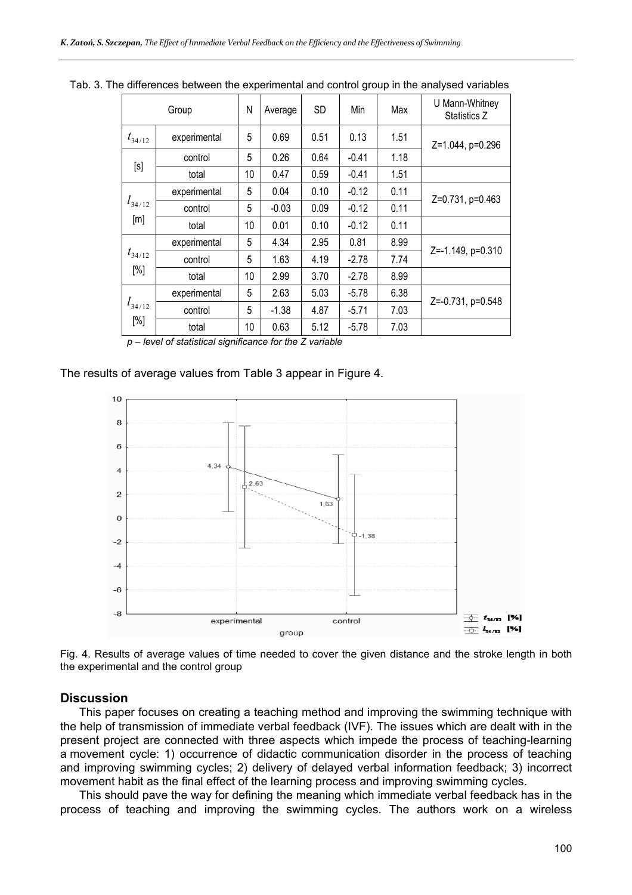Tab. 3. The differences between the experimental and control group in the analysed variables

| Group | | N | Average | SD | Min | Max | U Mann-Whitney Statistics Z |
|---|---|---|---|---|---|---|---|
| $t_{34/12}$ [s] | experimental | 5 | 0.69 | 0.51 | 0.13 | 1.51 | Z=1.044, p=0.296 |
| | control | 5 | 0.26 | 0.64 | -0.41 | 1.18 | |
| | total | 10 | 0.47 | 0.59 | -0.41 | 1.51 | |
| $l_{34/12}$ [m] | experimental | 5 | 0.04 | 0.10 | -0.12 | 0.11 | Z=0.731, p=0.463 |
| | control | 5 | -0.03 | 0.09 | -0.12 | 0.11 | |
| | total | 10 | 0.01 | 0.10 | -0.12 | 0.11 | |
| $t_{34/12}$ [%] | experimental | 5 | 4.34 | 2.95 | 0.81 | 8.99 | Z=-1.149, p=0.310 |
| | control | 5 | 1.63 | 4.19 | -2.78 | 7.74 | |
| | total | 10 | 2.99 | 3.70 | -2.78 | 8.99 | |
| $l_{34/12}$ [%] | experimental | 5 | 2.63 | 5.03 | -5.78 | 6.38 | Z=-0.731, p=0.548 |
| | control | 5 | -1.38 | 4.87 | -5.71 | 7.03 | |
| | total | 10 | 0.63 | 5.12 | -5.78 | 7.03 | |

*p – level of statistical significance for the Z variable*

The results of average values from Table 3 appear in Figure 4.

Fig. 4. Results of average values of time needed to cover the given distance and the stroke length in both the experimental and the control group

## Discussion

This paper focuses on creating a teaching method and improving the swimming technique with the help of transmission of immediate verbal feedback (IVF). The issues which are dealt with in the present project are connected with three aspects which impede the process of teaching-learning a movement cycle: 1) occurrence of didactic communication disorder in the process of teaching and improving swimming cycles; 2) delivery of delayed verbal information feedback; 3) incorrect movement habit as the final effect of the learning process and improving swimming cycles.

This should pave the way for defining the meaning which immediate verbal feedback has in the process of teaching and improving the swimming cycles. The authors work on a wireless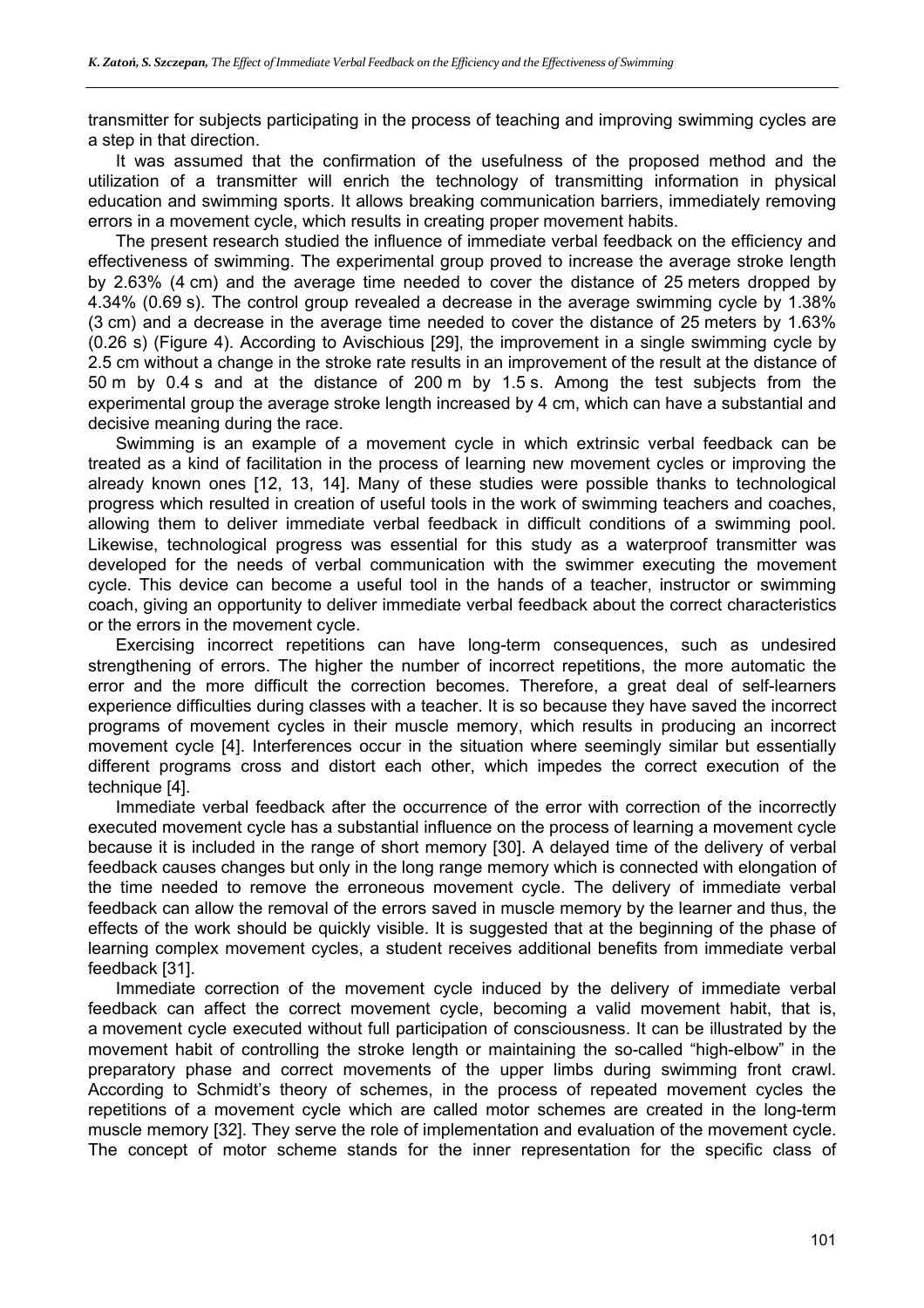transmitter for subjects participating in the process of teaching and improving swimming cycles are a step in that direction.

It was assumed that the confirmation of the usefulness of the proposed method and the utilization of a transmitter will enrich the technology of transmitting information in physical education and swimming sports. It allows breaking communication barriers, immediately removing errors in a movement cycle, which results in creating proper movement habits.

The present research studied the influence of immediate verbal feedback on the efficiency and effectiveness of swimming. The experimental group proved to increase the average stroke length by 2.63% (4 cm) and the average time needed to cover the distance of 25 meters dropped by 4.34% (0.69 s). The control group revealed a decrease in the average swimming cycle by 1.38% (3 cm) and a decrease in the average time needed to cover the distance of 25 meters by 1.63% (0.26 s) (Figure 4). According to Avischious [29], the improvement in a single swimming cycle by 2.5 cm without a change in the stroke rate results in an improvement of the result at the distance of 50 m by 0.4 s and at the distance of 200 m by 1.5 s. Among the test subjects from the experimental group the average stroke length increased by 4 cm, which can have a substantial and decisive meaning during the race.

Swimming is an example of a movement cycle in which extrinsic verbal feedback can be treated as a kind of facilitation in the process of learning new movement cycles or improving the already known ones [12, 13, 14]. Many of these studies were possible thanks to technological progress which resulted in creation of useful tools in the work of swimming teachers and coaches, allowing them to deliver immediate verbal feedback in difficult conditions of a swimming pool. Likewise, technological progress was essential for this study as a waterproof transmitter was developed for the needs of verbal communication with the swimmer executing the movement cycle. This device can become a useful tool in the hands of a teacher, instructor or swimming coach, giving an opportunity to deliver immediate verbal feedback about the correct characteristics or the errors in the movement cycle.

Exercising incorrect repetitions can have long-term consequences, such as undesired strengthening of errors. The higher the number of incorrect repetitions, the more automatic the error and the more difficult the correction becomes. Therefore, a great deal of self-learners experience difficulties during classes with a teacher. It is so because they have saved the incorrect programs of movement cycles in their muscle memory, which results in producing an incorrect movement cycle [4]. Interferences occur in the situation where seemingly similar but essentially different programs cross and distort each other, which impedes the correct execution of the technique [4].

Immediate verbal feedback after the occurrence of the error with correction of the incorrectly executed movement cycle has a substantial influence on the process of learning a movement cycle because it is included in the range of short memory [30]. A delayed time of the delivery of verbal feedback causes changes but only in the long range memory which is connected with elongation of the time needed to remove the erroneous movement cycle. The delivery of immediate verbal feedback can allow the removal of the errors saved in muscle memory by the learner and thus, the effects of the work should be quickly visible. It is suggested that at the beginning of the phase of learning complex movement cycles, a student receives additional benefits from immediate verbal feedback [31].

Immediate correction of the movement cycle induced by the delivery of immediate verbal feedback can affect the correct movement cycle, becoming a valid movement habit, that is, a movement cycle executed without full participation of consciousness. It can be illustrated by the movement habit of controlling the stroke length or maintaining the so-called "high-elbow" in the preparatory phase and correct movements of the upper limbs during swimming front crawl. According to Schmidt's theory of schemes, in the process of repeated movement cycles the repetitions of a movement cycle which are called motor schemes are created in the long-term muscle memory [32]. They serve the role of implementation and evaluation of the movement cycle. The concept of motor scheme stands for the inner representation for the specific class of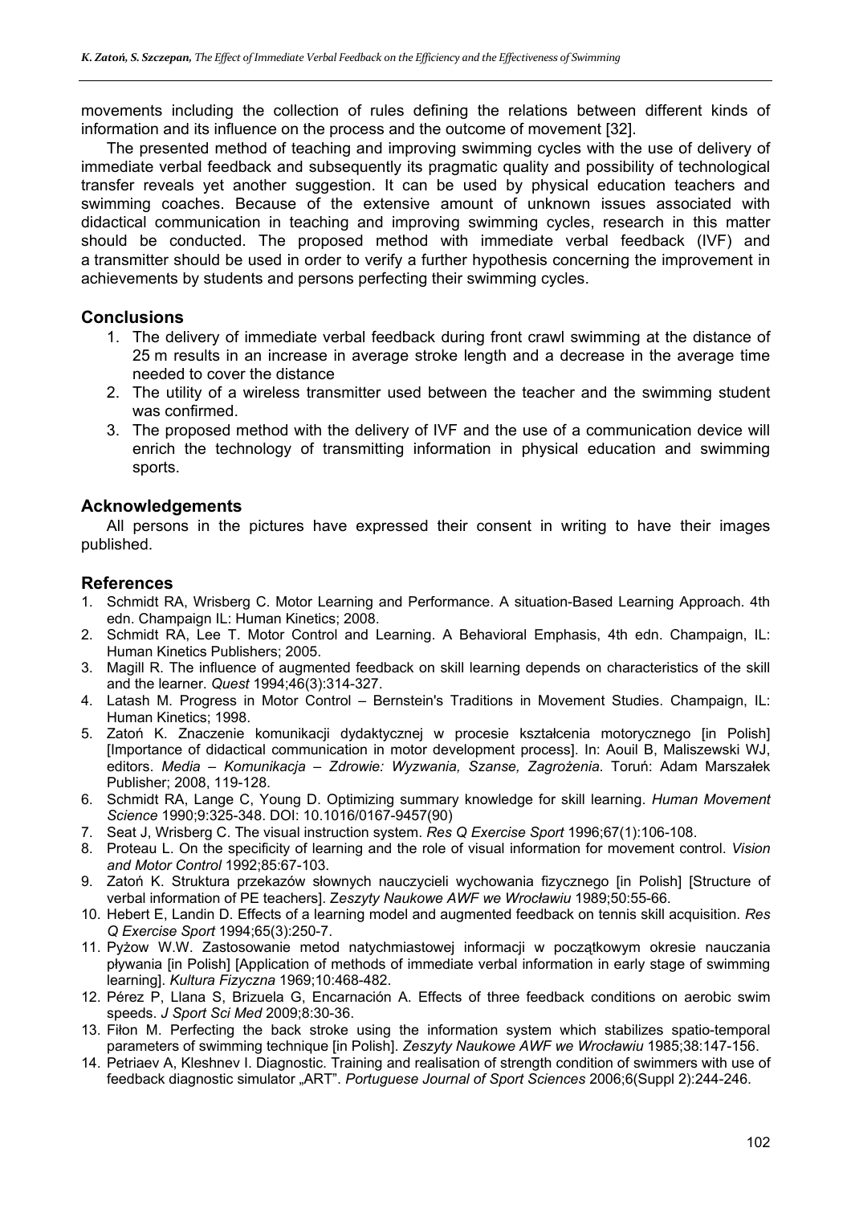movements including the collection of rules defining the relations between different kinds of information and its influence on the process and the outcome of movement [32].

The presented method of teaching and improving swimming cycles with the use of delivery of immediate verbal feedback and subsequently its pragmatic quality and possibility of technological transfer reveals yet another suggestion. It can be used by physical education teachers and swimming coaches. Because of the extensive amount of unknown issues associated with didactical communication in teaching and improving swimming cycles, research in this matter should be conducted. The proposed method with immediate verbal feedback (IVF) and a transmitter should be used in order to verify a further hypothesis concerning the improvement in achievements by students and persons perfecting their swimming cycles.

## Conclusions

1. The delivery of immediate verbal feedback during front crawl swimming at the distance of 25 m results in an increase in average stroke length and a decrease in the average time needed to cover the distance
2. The utility of a wireless transmitter used between the teacher and the swimming student was confirmed.
3. The proposed method with the delivery of IVF and the use of a communication device will enrich the technology of transmitting information in physical education and swimming sports.

## Acknowledgements

All persons in the pictures have expressed their consent in writing to have their images published.

## References

1. Schmidt RA, Wrisberg C. Motor Learning and Performance. A situation-Based Learning Approach. 4th edn. Champaign IL: Human Kinetics; 2008.
2. Schmidt RA, Lee T. Motor Control and Learning. A Behavioral Emphasis, 4th edn. Champaign, IL: Human Kinetics Publishers; 2005.
3. Magill R. The influence of augmented feedback on skill learning depends on characteristics of the skill and the learner. *Quest* 1994;46(3):314-327.
4. Latash M. Progress in Motor Control – Bernstein's Traditions in Movement Studies. Champaign, IL: Human Kinetics; 1998.
5. Zatoń K. Znaczenie komunikacji dydaktycznej w procesie kształcenia motorycznego [in Polish] [Importance of didactical communication in motor development process]. In: Aouil B, Maliszewski WJ, editors. *Media – Komunikacja – Zdrowie: Wyzwania, Szanse, Zagrożenia*. Toruń: Adam Marszałek Publisher; 2008, 119-128.
6. Schmidt RA, Lange C, Young D. Optimizing summary knowledge for skill learning. *Human Movement Science* 1990;9:325-348. DOI: 10.1016/0167-9457(90)
7. Seat J, Wrisberg C. The visual instruction system. *Res Q Exercise Sport* 1996;67(1):106-108.
8. Proteau L. On the specificity of learning and the role of visual information for movement control. *Vision and Motor Control* 1992;85:67-103.
9. Zatoń K. Struktura przekazów słownych nauczycieli wychowania fizycznego [in Polish] [Structure of verbal information of PE teachers]. Z*eszyty Naukowe AWF we Wrocławiu* 1989;50:55-66.
10. Hebert E, Landin D. Effects of a learning model and augmented feedback on tennis skill acquisition. *Res Q Exercise Sport* 1994;65(3):250-7.
11. Pyżow W.W. Zastosowanie metod natychmiastowej informacji w początkowym okresie nauczania pływania [in Polish] [Application of methods of immediate verbal information in early stage of swimming learning]. *Kultura Fizyczna* 1969;10:468-482.
12. Pérez P, Llana S, Brizuela G, Encarnación A. Effects of three feedback conditions on aerobic swim speeds. *J Sport Sci Med* 2009;8:30-36.
13. Fiłon M. Perfecting the back stroke using the information system which stabilizes spatio-temporal parameters of swimming technique [in Polish]. *Zeszyty Naukowe AWF we Wrocławiu* 1985;38:147-156.
14. Petriaev A, Kleshnev I. Diagnostic. Training and realisation of strength condition of swimmers with use of feedback diagnostic simulator „ART". *Portuguese Journal of Sport Sciences* 2006;6(Suppl 2):244-246.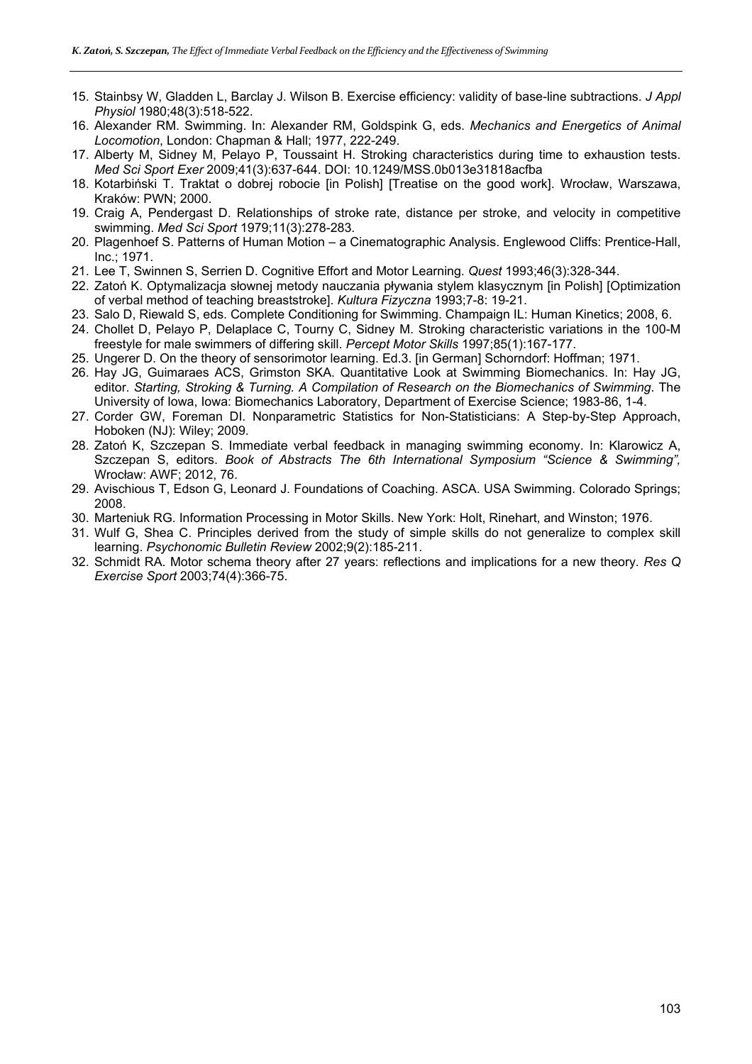15. Stainbsy W, Gladden L, Barclay J. Wilson B. Exercise efficiency: validity of base-line subtractions. *J Appl Physiol* 1980;48(3):518-522.
16. Alexander RM. Swimming. In: Alexander RM, Goldspink G, eds. *Mechanics and Energetics of Animal Locomotion*, London: Chapman & Hall; 1977, 222-249.
17. Alberty M, Sidney M, Pelayo P, Toussaint H. Stroking characteristics during time to exhaustion tests. *Med Sci Sport Exer* 2009;41(3):637-644. DOI: 10.1249/MSS.0b013e31818acfba
18. Kotarbiński T. Traktat o dobrej robocie [in Polish] [Treatise on the good work]. Wrocław, Warszawa, Kraków: PWN; 2000.
19. Craig A, Pendergast D. Relationships of stroke rate, distance per stroke, and velocity in competitive swimming. *Med Sci Sport* 1979;11(3):278-283.
20. Plagenhoef S. Patterns of Human Motion – a Cinematographic Analysis. Englewood Cliffs: Prentice-Hall, Inc.; 1971.
21. Lee T, Swinnen S, Serrien D. Cognitive Effort and Motor Learning. *Quest* 1993;46(3):328-344.
22. Zatoń K. Optymalizacja słownej metody nauczania pływania stylem klasycznym [in Polish] [Optimization of verbal method of teaching breaststroke]. *Kultura Fizyczna* 1993;7-8: 19-21.
23. Salo D, Riewald S, eds. Complete Conditioning for Swimming. Champaign IL: Human Kinetics; 2008, 6.
24. Chollet D, Pelayo P, Delaplace C, Tourny C, Sidney M. Stroking characteristic variations in the 100-M freestyle for male swimmers of differing skill. *Percept Motor Skills* 1997;85(1):167-177.
25. Ungerer D. On the theory of sensorimotor learning. Ed.3. [in German] Schorndorf: Hoffman; 1971.
26. Hay JG, Guimaraes ACS, Grimston SKA. Quantitative Look at Swimming Biomechanics. In: Hay JG, editor. *Starting, Stroking & Turning. A Compilation of Research on the Biomechanics of Swimming*. The University of Iowa, Iowa: Biomechanics Laboratory, Department of Exercise Science; 1983-86, 1-4.
27. Corder GW, Foreman DI. Nonparametric Statistics for Non-Statisticians: A Step-by-Step Approach, Hoboken (NJ): Wiley; 2009.
28. Zatoń K, Szczepan S. Immediate verbal feedback in managing swimming economy. In: Klarowicz A, Szczepan S, editors. *Book of Abstracts The 6th International Symposium "Science & Swimming"*, Wrocław: AWF; 2012, 76.
29. Avischious T, Edson G, Leonard J. Foundations of Coaching. ASCA. USA Swimming. Colorado Springs; 2008.
30. Marteniuk RG. Information Processing in Motor Skills. New York: Holt, Rinehart, and Winston; 1976.
31. Wulf G, Shea C. Principles derived from the study of simple skills do not generalize to complex skill learning. *Psychonomic Bulletin Review* 2002;9(2):185-211.
32. Schmidt RA. Motor schema theory after 27 years: reflections and implications for a new theory. *Res Q Exercise Sport* 2003;74(4):366-75.